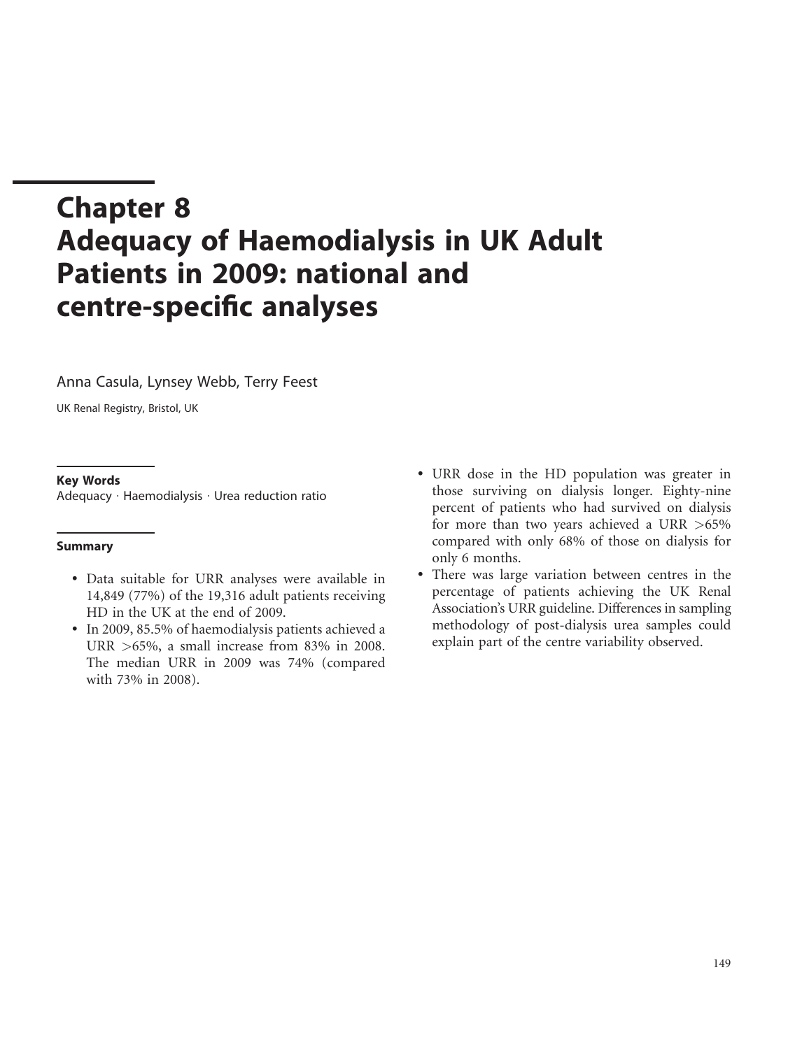# Chapter 8
# Adequacy of Haemodialysis in UK Adult Patients in 2009: national and centre-specific analyses

Anna Casula, Lynsey Webb, Terry Feest

UK Renal Registry, Bristol, UK

### Key Words

Adequacy · Haemodialysis · Urea reduction ratio

### Summary

- Data suitable for URR analyses were available in 14,849 (77%) of the 19,316 adult patients receiving HD in the UK at the end of 2009.
- In 2009, 85.5% of haemodialysis patients achieved a URR >65%, a small increase from 83% in 2008. The median URR in 2009 was 74% (compared with 73% in 2008).
- URR dose in the HD population was greater in those surviving on dialysis longer. Eighty-nine percent of patients who had survived on dialysis for more than two years achieved a URR >65% compared with only 68% of those on dialysis for only 6 months.
- There was large variation between centres in the percentage of patients achieving the UK Renal Association's URR guideline. Differences in sampling methodology of post-dialysis urea samples could explain part of the centre variability observed.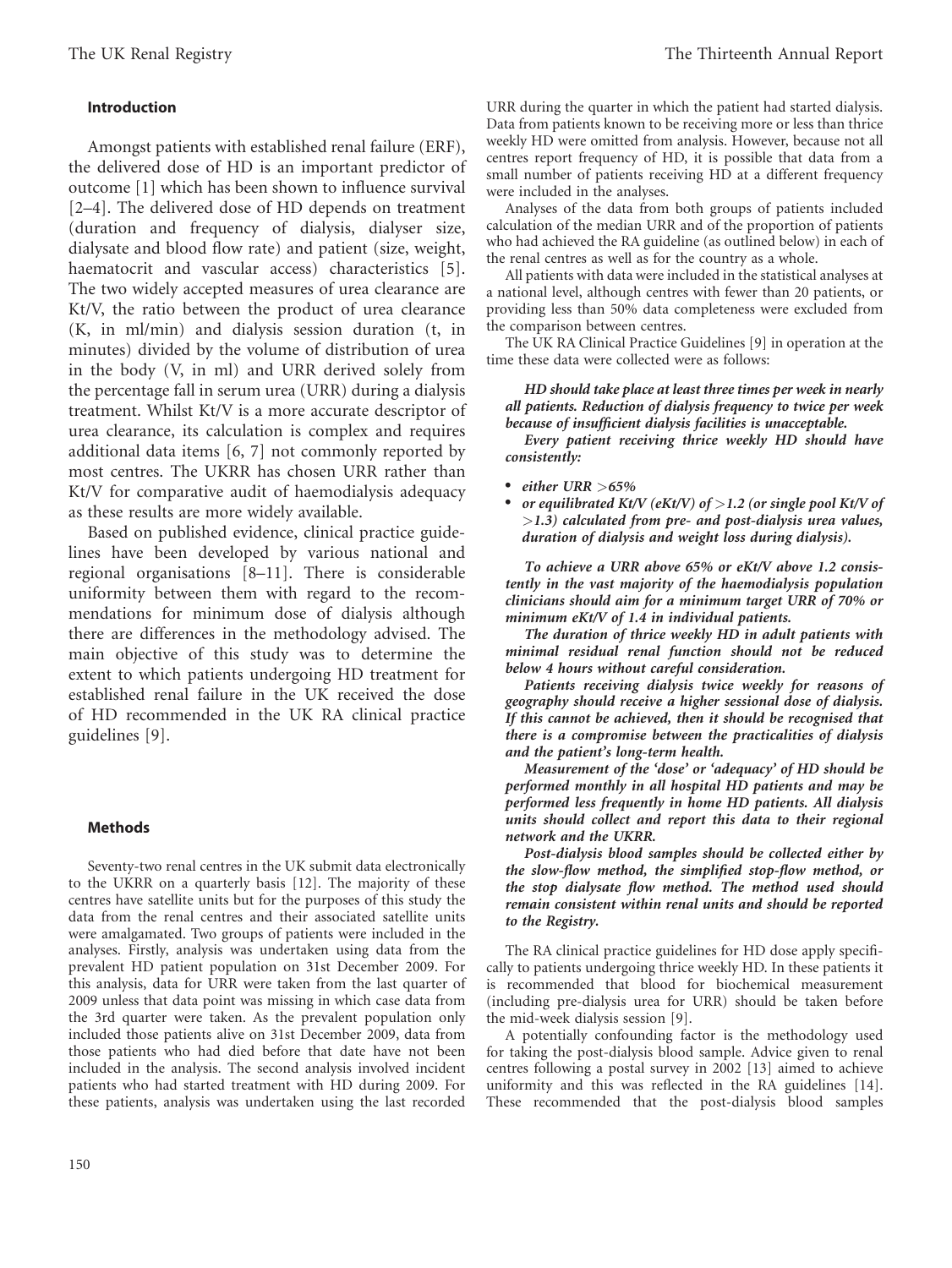### Introduction

Amongst patients with established renal failure (ERF), the delivered dose of HD is an important predictor of outcome [1] which has been shown to influence survival [2–4]. The delivered dose of HD depends on treatment (duration and frequency of dialysis, dialyser size, dialysate and blood flow rate) and patient (size, weight, haematocrit and vascular access) characteristics [5]. The two widely accepted measures of urea clearance are Kt/V, the ratio between the product of urea clearance (K, in ml/min) and dialysis session duration (t, in minutes) divided by the volume of distribution of urea in the body (V, in ml) and URR derived solely from the percentage fall in serum urea (URR) during a dialysis treatment. Whilst Kt/V is a more accurate descriptor of urea clearance, its calculation is complex and requires additional data items [6, 7] not commonly reported by most centres. The UKRR has chosen URR rather than Kt/V for comparative audit of haemodialysis adequacy as these results are more widely available.

Based on published evidence, clinical practice guidelines have been developed by various national and regional organisations [8–11]. There is considerable uniformity between them with regard to the recommendations for minimum dose of dialysis although there are differences in the methodology advised. The main objective of this study was to determine the extent to which patients undergoing HD treatment for established renal failure in the UK received the dose of HD recommended in the UK RA clinical practice guidelines [9].

### Methods

Seventy-two renal centres in the UK submit data electronically to the UKRR on a quarterly basis [12]. The majority of these centres have satellite units but for the purposes of this study the data from the renal centres and their associated satellite units were amalgamated. Two groups of patients were included in the analyses. Firstly, analysis was undertaken using data from the prevalent HD patient population on 31st December 2009. For this analysis, data for URR were taken from the last quarter of 2009 unless that data point was missing in which case data from the 3rd quarter were taken. As the prevalent population only included those patients alive on 31st December 2009, data from those patients who had died before that date have not been included in the analysis. The second analysis involved incident patients who had started treatment with HD during 2009. For these patients, analysis was undertaken using the last recorded URR during the quarter in which the patient had started dialysis. Data from patients known to be receiving more or less than thrice weekly HD were omitted from analysis. However, because not all centres report frequency of HD, it is possible that data from a small number of patients receiving HD at a different frequency were included in the analyses.

Analyses of the data from both groups of patients included calculation of the median URR and of the proportion of patients who had achieved the RA guideline (as outlined below) in each of the renal centres as well as for the country as a whole.

All patients with data were included in the statistical analyses at a national level, although centres with fewer than 20 patients, or providing less than 50% data completeness were excluded from the comparison between centres.

The UK RA Clinical Practice Guidelines [9] in operation at the time these data were collected were as follows:

***HD should take place at least three times per week in nearly all patients. Reduction of dialysis frequency to twice per week because of insufficient dialysis facilities is unacceptable.***

***Every patient receiving thrice weekly HD should have consistently:***

- ***either URR >65%***
- ***or equilibrated Kt/V (eKt/V) of >1.2 (or single pool Kt/V of >1.3) calculated from pre- and post-dialysis urea values, duration of dialysis and weight loss during dialysis).***

***To achieve a URR above 65% or eKt/V above 1.2 consistently in the vast majority of the haemodialysis population clinicians should aim for a minimum target URR of 70% or minimum eKt/V of 1.4 in individual patients.***

***The duration of thrice weekly HD in adult patients with minimal residual renal function should not be reduced below 4 hours without careful consideration.***

***Patients receiving dialysis twice weekly for reasons of geography should receive a higher sessional dose of dialysis. If this cannot be achieved, then it should be recognised that there is a compromise between the practicalities of dialysis and the patient's long-term health.***

***Measurement of the 'dose' or 'adequacy' of HD should be performed monthly in all hospital HD patients and may be performed less frequently in home HD patients. All dialysis units should collect and report this data to their regional network and the UKRR.***

***Post-dialysis blood samples should be collected either by the slow-flow method, the simplified stop-flow method, or the stop dialysate flow method. The method used should remain consistent within renal units and should be reported to the Registry.***

The RA clinical practice guidelines for HD dose apply specifically to patients undergoing thrice weekly HD. In these patients it is recommended that blood for biochemical measurement (including pre-dialysis urea for URR) should be taken before the mid-week dialysis session [9].

A potentially confounding factor is the methodology used for taking the post-dialysis blood sample. Advice given to renal centres following a postal survey in 2002 [13] aimed to achieve uniformity and this was reflected in the RA guidelines [14]. These recommended that the post-dialysis blood samples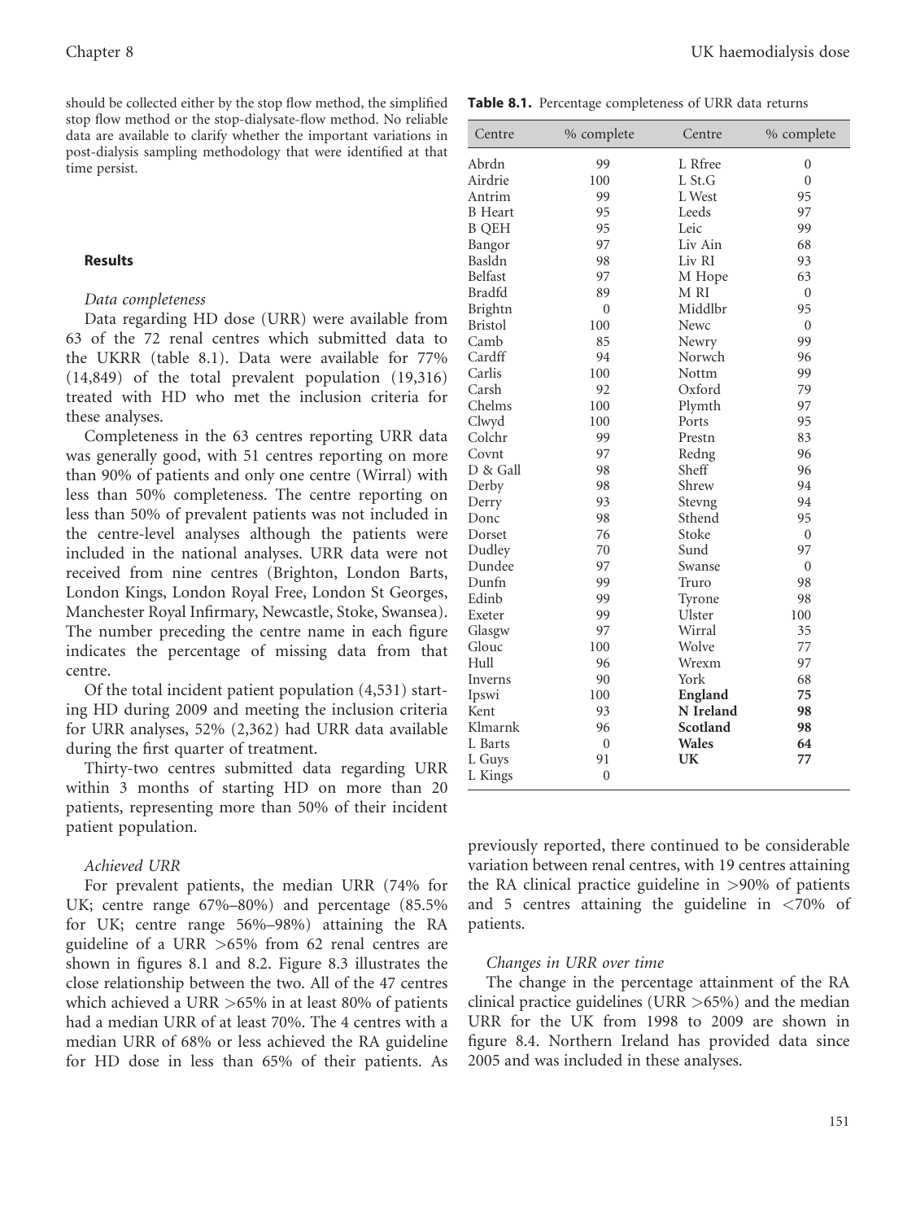should be collected either by the stop flow method, the simplified stop flow method or the stop-dialysate-flow method. No reliable data are available to clarify whether the important variations in post-dialysis sampling methodology that were identified at that time persist.

### Results

*Data completeness*

Data regarding HD dose (URR) were available from 63 of the 72 renal centres which submitted data to the UKRR (table 8.1). Data were available for 77% (14,849) of the total prevalent population (19,316) treated with HD who met the inclusion criteria for these analyses.

Completeness in the 63 centres reporting URR data was generally good, with 51 centres reporting on more than 90% of patients and only one centre (Wirral) with less than 50% completeness. The centre reporting on less than 50% of prevalent patients was not included in the centre-level analyses although the patients were included in the national analyses. URR data were not received from nine centres (Brighton, London Barts, London Kings, London Royal Free, London St Georges, Manchester Royal Infirmary, Newcastle, Stoke, Swansea). The number preceding the centre name in each figure indicates the percentage of missing data from that centre.

Of the total incident patient population (4,531) starting HD during 2009 and meeting the inclusion criteria for URR analyses, 52% (2,362) had URR data available during the first quarter of treatment.

Thirty-two centres submitted data regarding URR within 3 months of starting HD on more than 20 patients, representing more than 50% of their incident patient population.

*Achieved URR*

For prevalent patients, the median URR (74% for UK; centre range 67%–80%) and percentage (85.5% for UK; centre range 56%–98%) attaining the RA guideline of a URR >65% from 62 renal centres are shown in figures 8.1 and 8.2. Figure 8.3 illustrates the close relationship between the two. All of the 47 centres which achieved a URR >65% in at least 80% of patients had a median URR of at least 70%. The 4 centres with a median URR of 68% or less achieved the RA guideline for HD dose in less than 65% of their patients. As previously reported, there continued to be considerable variation between renal centres, with 19 centres attaining the RA clinical practice guideline in >90% of patients and 5 centres attaining the guideline in <70% of patients.

*Changes in URR over time*

The change in the percentage attainment of the RA clinical practice guidelines (URR >65%) and the median URR for the UK from 1998 to 2009 are shown in figure 8.4. Northern Ireland has provided data since 2005 and was included in these analyses.

**Table 8.1.** Percentage completeness of URR data returns

| Centre | % complete | Centre | % complete |
|---|---|---|---|
| Abrdn | 99 | L Rfree | 0 |
| Airdrie | 100 | L St.G | 0 |
| Antrim | 99 | L West | 95 |
| B Heart | 95 | Leeds | 97 |
| B QEH | 95 | Leic | 99 |
| Bangor | 97 | Liv Ain | 68 |
| Basldn | 98 | Liv RI | 93 |
| Belfast | 97 | M Hope | 63 |
| Bradfd | 89 | M RI | 0 |
| Brightn | 0 | Middlbr | 95 |
| Bristol | 100 | Newc | 0 |
| Camb | 85 | Newry | 99 |
| Cardff | 94 | Norwch | 96 |
| Carlis | 100 | Nottm | 99 |
| Carsh | 92 | Oxford | 79 |
| Chelms | 100 | Plymth | 97 |
| Clwyd | 100 | Ports | 95 |
| Colchr | 99 | Prestn | 83 |
| Covnt | 97 | Redng | 96 |
| D & Gall | 98 | Sheff | 96 |
| Derby | 98 | Shrew | 94 |
| Derry | 93 | Stevng | 94 |
| Donc | 98 | Sthend | 95 |
| Dorset | 76 | Stoke | 0 |
| Dudley | 70 | Sund | 97 |
| Dundee | 97 | Swanse | 0 |
| Dunfn | 99 | Truro | 98 |
| Edinb | 99 | Tyrone | 98 |
| Exeter | 99 | Ulster | 100 |
| Glasgw | 97 | Wirral | 35 |
| Glouc | 100 | Wolve | 77 |
| Hull | 96 | Wrexm | 97 |
| Inverns | 90 | York | 68 |
| Ipswi | 100 | **England** | **75** |
| Kent | 93 | **N Ireland** | **98** |
| Klmarnk | 96 | **Scotland** | **98** |
| L Barts | 0 | **Wales** | **64** |
| L Guys | 91 | **UK** | **77** |
| L Kings | 0 | | |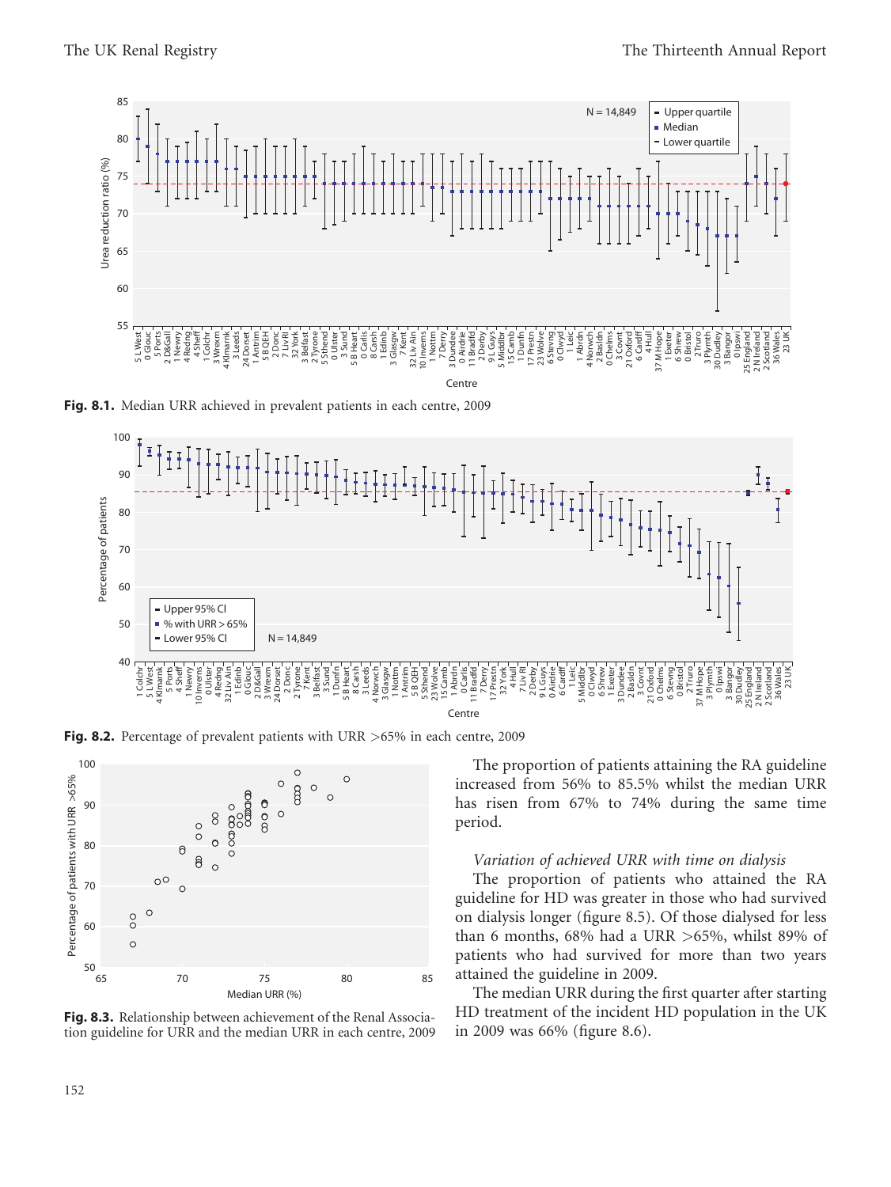**Fig. 8.1.** Median URR achieved in prevalent patients in each centre, 2009

**Fig. 8.2.** Percentage of prevalent patients with URR >65% in each centre, 2009

**Fig. 8.3.** Relationship between achievement of the Renal Association guideline for URR and the median URR in each centre, 2009

The proportion of patients attaining the RA guideline increased from 56% to 85.5% whilst the median URR has risen from 67% to 74% during the same time period.

*Variation of achieved URR with time on dialysis*

The proportion of patients who attained the RA guideline for HD was greater in those who had survived on dialysis longer (figure 8.5). Of those dialysed for less than 6 months, 68% had a URR >65%, whilst 89% of patients who had survived for more than two years attained the guideline in 2009.

The median URR during the first quarter after starting HD treatment of the incident HD population in the UK in 2009 was 66% (figure 8.6).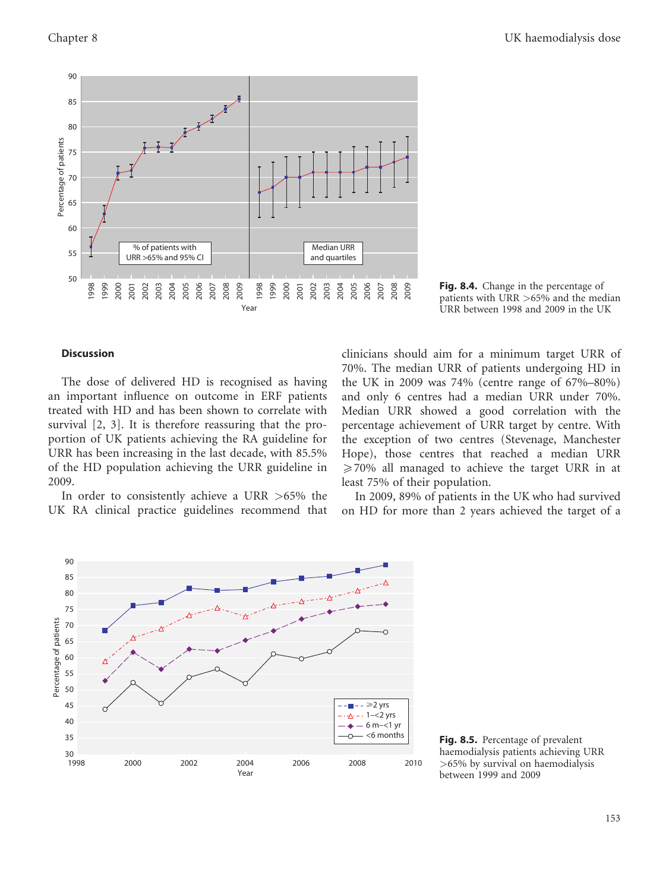Fig. 8.4. Change in the percentage of patients with URR >65% and the median URR between 1998 and 2009 in the UK

### Discussion

The dose of delivered HD is recognised as having an important influence on outcome in ERF patients treated with HD and has been shown to correlate with survival [2, 3]. It is therefore reassuring that the proportion of UK patients achieving the RA guideline for URR has been increasing in the last decade, with 85.5% of the HD population achieving the URR guideline in 2009.

In order to consistently achieve a URR >65% the UK RA clinical practice guidelines recommend that clinicians should aim for a minimum target URR of 70%. The median URR of patients undergoing HD in the UK in 2009 was 74% (centre range of 67%–80%) and only 6 centres had a median URR under 70%. Median URR showed a good correlation with the percentage achievement of URR target by centre. With the exception of two centres (Stevenage, Manchester Hope), those centres that reached a median URR ⩾70% all managed to achieve the target URR in at least 75% of their population.

In 2009, 89% of patients in the UK who had survived on HD for more than 2 years achieved the target of a

Fig. 8.5. Percentage of prevalent haemodialysis patients achieving URR >65% by survival on haemodialysis between 1999 and 2009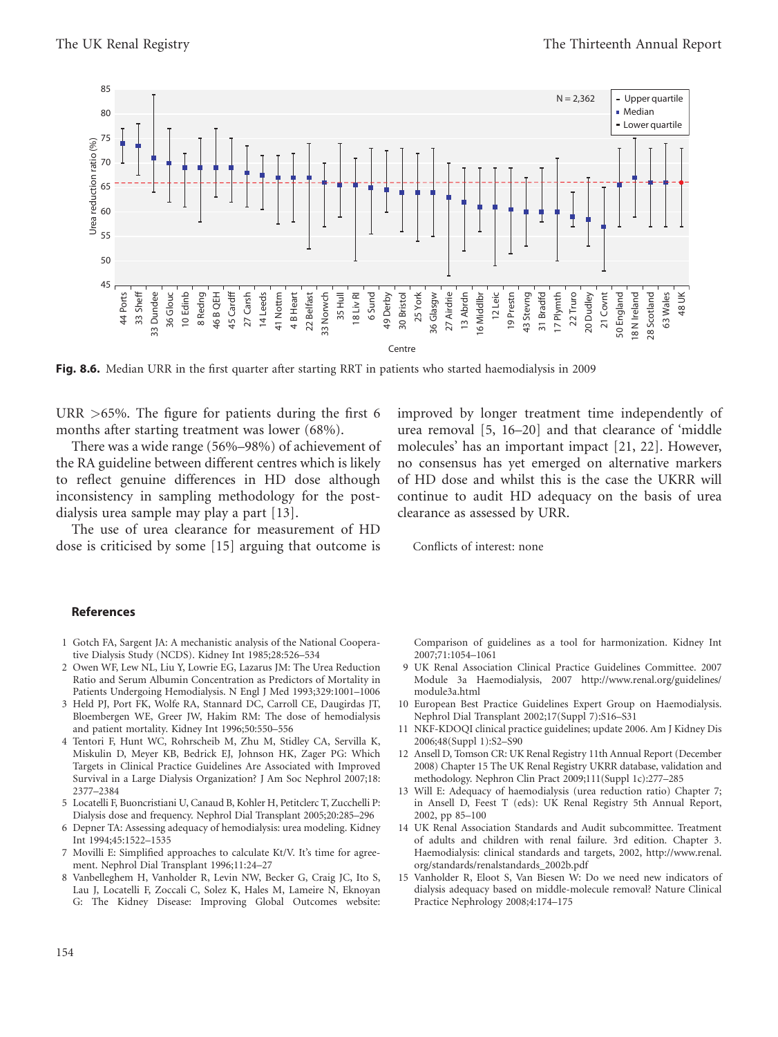**Fig. 8.6.** Median URR in the first quarter after starting RRT in patients who started haemodialysis in 2009

URR >65%. The figure for patients during the first 6 months after starting treatment was lower (68%).

There was a wide range (56%–98%) of achievement of the RA guideline between different centres which is likely to reflect genuine differences in HD dose although inconsistency in sampling methodology for the post-dialysis urea sample may play a part [13].

The use of urea clearance for measurement of HD dose is criticised by some [15] arguing that outcome is improved by longer treatment time independently of urea removal [5, 16–20] and that clearance of 'middle molecules' has an important impact [21, 22]. However, no consensus has yet emerged on alternative markers of HD dose and whilst this is the case the UKRR will continue to audit HD adequacy on the basis of urea clearance as assessed by URR.

Conflicts of interest: none

## References

1. Gotch FA, Sargent JA: A mechanistic analysis of the National Cooperative Dialysis Study (NCDS). Kidney Int 1985;28:526–534
2. Owen WF, Lew NL, Liu Y, Lowrie EG, Lazarus JM: The Urea Reduction Ratio and Serum Albumin Concentration as Predictors of Mortality in Patients Undergoing Hemodialysis. N Engl J Med 1993;329:1001–1006
3. Held PJ, Port FK, Wolfe RA, Stannard DC, Carroll CE, Daugirdas JT, Bloembergen WE, Greer JW, Hakim RM: The dose of hemodialysis and patient mortality. Kidney Int 1996;50:550–556
4. Tentori F, Hunt WC, Rohrscheib M, Zhu M, Stidley CA, Servilla K, Miskulin D, Meyer KB, Bedrick EJ, Johnson HK, Zager PG: Which Targets in Clinical Practice Guidelines Are Associated with Improved Survival in a Large Dialysis Organization? J Am Soc Nephrol 2007;18: 2377–2384
5. Locatelli F, Buoncristiani U, Canaud B, Kohler H, Petitclerc T, Zucchelli P: Dialysis dose and frequency. Nephrol Dial Transplant 2005;20:285–296
6. Depner TA: Assessing adequacy of hemodialysis: urea modeling. Kidney Int 1994;45:1522–1535
7. Movilli E: Simplified approaches to calculate Kt/V. It's time for agreement. Nephrol Dial Transplant 1996;11:24–27
8. Vanbelleghem H, Vanholder R, Levin NW, Becker G, Craig JC, Ito S, Lau J, Locatelli F, Zoccali C, Solez K, Hales M, Lameire N, Eknoyan G: The Kidney Disease: Improving Global Outcomes website: Comparison of guidelines as a tool for harmonization. Kidney Int 2007;71:1054–1061
9. UK Renal Association Clinical Practice Guidelines Committee. 2007 Module 3a Haemodialysis, 2007 http://www.renal.org/guidelines/module3a.html
10. European Best Practice Guidelines Expert Group on Haemodialysis. Nephrol Dial Transplant 2002;17(Suppl 7):S16–S31
11. NKF-KDOQI clinical practice guidelines; update 2006. Am J Kidney Dis 2006;48(Suppl 1):S2–S90
12. Ansell D, Tomson CR: UK Renal Registry 11th Annual Report (December 2008) Chapter 15 The UK Renal Registry UKRR database, validation and methodology. Nephron Clin Pract 2009;111(Suppl 1c):277–285
13. Will E: Adequacy of haemodialysis (urea reduction ratio) Chapter 7; in Ansell D, Feest T (eds): UK Renal Registry 5th Annual Report, 2002, pp 85–100
14. UK Renal Association Standards and Audit subcommittee. Treatment of adults and children with renal failure. 3rd edition. Chapter 3. Haemodialysis: clinical standards and targets, 2002, http://www.renal.org/standards/renalstandards_2002b.pdf
15. Vanholder R, Eloot S, Van Biesen W: Do we need new indicators of dialysis adequacy based on middle-molecule removal? Nature Clinical Practice Nephrology 2008;4:174–175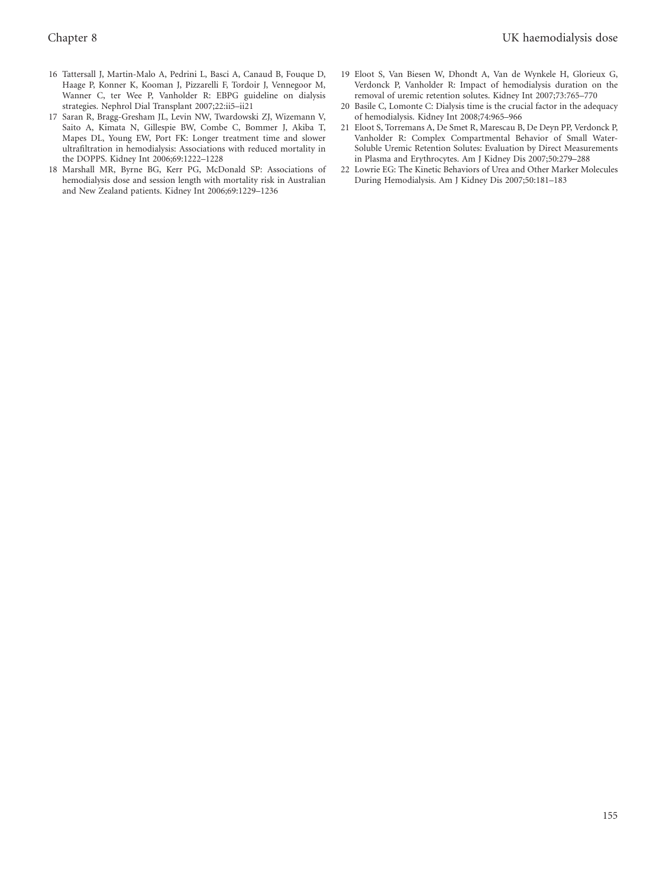16 Tattersall J, Martin-Malo A, Pedrini L, Basci A, Canaud B, Fouque D, Haage P, Konner K, Kooman J, Pizzarelli F, Tordoir J, Vennegoor M, Wanner C, ter Wee P, Vanholder R: EBPG guideline on dialysis strategies. Nephrol Dial Transplant 2007;22:ii5–ii21

17 Saran R, Bragg-Gresham JL, Levin NW, Twardowski ZJ, Wizemann V, Saito A, Kimata N, Gillespie BW, Combe C, Bommer J, Akiba T, Mapes DL, Young EW, Port FK: Longer treatment time and slower ultrafiltration in hemodialysis: Associations with reduced mortality in the DOPPS. Kidney Int 2006;69:1222–1228

18 Marshall MR, Byrne BG, Kerr PG, McDonald SP: Associations of hemodialysis dose and session length with mortality risk in Australian and New Zealand patients. Kidney Int 2006;69:1229–1236

19 Eloot S, Van Biesen W, Dhondt A, Van de Wynkele H, Glorieux G, Verdonck P, Vanholder R: Impact of hemodialysis duration on the removal of uremic retention solutes. Kidney Int 2007;73:765–770

20 Basile C, Lomonte C: Dialysis time is the crucial factor in the adequacy of hemodialysis. Kidney Int 2008;74:965–966

21 Eloot S, Torremans A, De Smet R, Marescau B, De Deyn PP, Verdonck P, Vanholder R: Complex Compartmental Behavior of Small Water-Soluble Uremic Retention Solutes: Evaluation by Direct Measurements in Plasma and Erythrocytes. Am J Kidney Dis 2007;50:279–288

22 Lowrie EG: The Kinetic Behaviors of Urea and Other Marker Molecules During Hemodialysis. Am J Kidney Dis 2007;50:181–183